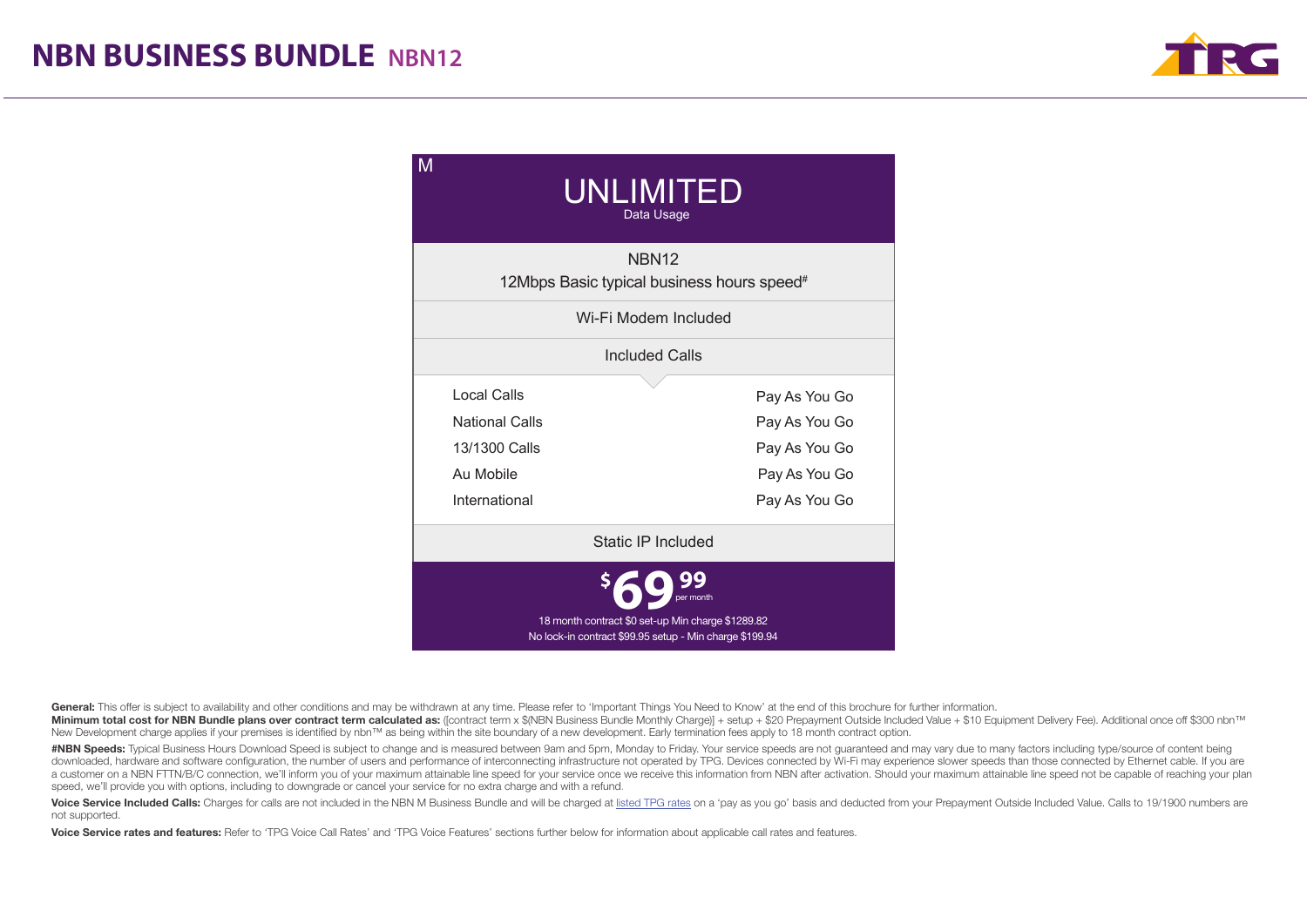# NBN BUSINESS BUNDLE NBN12

M

**UNLIMITED**
Data Usage

NBN12
12Mbps Basic typical business hours speed#

Wi-Fi Modem Included

Included Calls

| | |
|---|---|
| Local Calls | Pay As You Go |
| National Calls | Pay As You Go |
| 13/1300 Calls | Pay As You Go |
| Au Mobile | Pay As You Go |
| International | Pay As You Go |

Static IP Included

**$69.99** per month

18 month contract $0 set-up Min charge $1289.82
No lock-in contract $99.95 setup - Min charge $199.94

**General:** This offer is subject to availability and other conditions and may be withdrawn at any time. Please refer to 'Important Things You Need to Know' at the end of this brochure for further information.
**Minimum total cost for NBN Bundle plans over contract term calculated as:** ([contract term x $(NBN Business Bundle Monthly Charge)] + setup + $20 Prepayment Outside Included Value + $10 Equipment Delivery Fee). Additional once off $300 nbn™ New Development charge applies if your premises is identified by nbn™ as being within the site boundary of a new development. Early termination fees apply to 18 month contract option.

**#NBN Speeds:** Typical Business Hours Download Speed is subject to change and is measured between 9am and 5pm, Monday to Friday. Your service speeds are not guaranteed and may vary due to many factors including type/source of content being downloaded, hardware and software configuration, the number of users and performance of interconnecting infrastructure not operated by TPG. Devices connected by Wi-Fi may experience slower speeds than those connected by Ethernet cable. If you are a customer on a NBN FTTN/B/C connection, we'll inform you of your maximum attainable line speed for your service once we receive this information from NBN after activation. Should your maximum attainable line speed not be capable of reaching your plan speed, we'll provide you with options, including to downgrade or cancel your service for no extra charge and with a refund.

**Voice Service Included Calls:** Charges for calls are not included in the NBN M Business Bundle and will be charged at listed TPG rates on a 'pay as you go' basis and deducted from your Prepayment Outside Included Value. Calls to 19/1900 numbers are not supported.

**Voice Service rates and features:** Refer to 'TPG Voice Call Rates' and 'TPG Voice Features' sections further below for information about applicable call rates and features.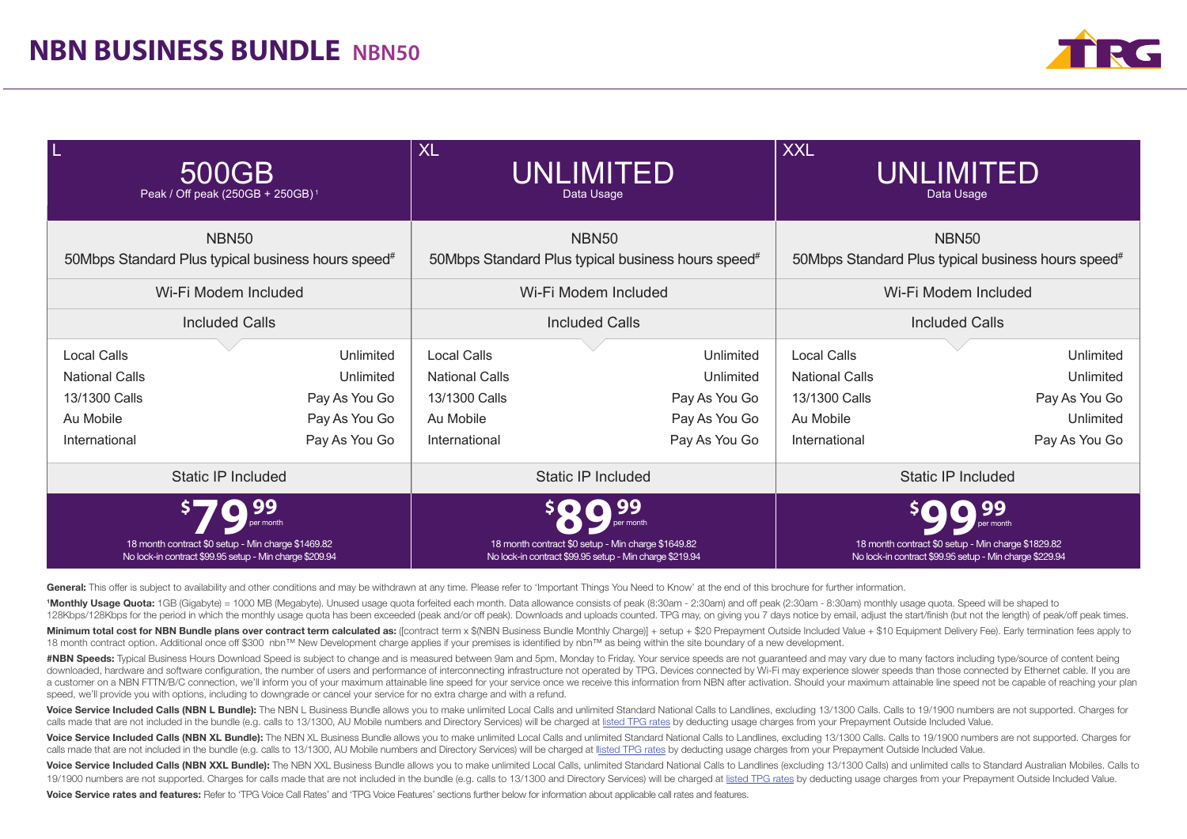# NBN BUSINESS BUNDLE NBN50

| L | XL | XXL |
|---|---|---|
| **500GB** Peak / Off peak (250GB + 250GB)[1] | **UNLIMITED** Data Usage | **UNLIMITED** Data Usage |
| NBN50 50Mbps Standard Plus typical business hours speed# | NBN50 50Mbps Standard Plus typical business hours speed# | NBN50 50Mbps Standard Plus typical business hours speed# |
| Wi-Fi Modem Included | Wi-Fi Modem Included | Wi-Fi Modem Included |
| **Included Calls** | **Included Calls** | **Included Calls** |
| Local Calls: Unlimited | Local Calls: Unlimited | Local Calls: Unlimited |
| National Calls: Unlimited | National Calls: Unlimited | National Calls: Unlimited |
| 13/1300 Calls: Pay As You Go | 13/1300 Calls: Pay As You Go | 13/1300 Calls: Pay As You Go |
| Au Mobile: Pay As You Go | Au Mobile: Pay As You Go | Au Mobile: Unlimited |
| International: Pay As You Go | International: Pay As You Go | International: Pay As You Go |
| Static IP Included | Static IP Included | Static IP Included |
| **$79.99** per month | **$89.99** per month | **$99.99** per month |
| 18 month contract $0 setup - Min charge $1469.82 | 18 month contract $0 setup - Min charge $1649.82 | 18 month contract $0 setup - Min charge $1829.82 |
| No lock-in contract $99.95 setup - Min charge $209.94 | No lock-in contract $99.95 setup - Min charge $219.94 | No lock-in contract $99.95 setup - Min charge $229.94 |

**General:** This offer is subject to availability and other conditions and may be withdrawn at any time. Please refer to 'Important Things You Need to Know' at the end of this brochure for further information.

[1]**Monthly Usage Quota:** 1GB (Gigabyte) = 1000 MB (Megabyte). Unused usage quota forfeited each month. Data allowance consists of peak (8:30am - 2:30am) and off peak (2:30am - 8:30am) monthly usage quota. Speed will be shaped to 128Kbps/128Kbps for the period in which the monthly usage quota has been exceeded (peak and/or off peak). Downloads and uploads counted. TPG may, on giving you 7 days notice by email, adjust the start/finish (but not the length) of peak/off peak times.

**Minimum total cost for NBN Bundle plans over contract term calculated as:** ([contract term x $(NBN Business Bundle Monthly Charge)] + setup + $20 Prepayment Outside Included Value + $10 Equipment Delivery Fee). Early termination fees apply to 18 month contract option. Additional once off $300 nbn™ New Development charge applies if your premises is identified by nbn™ as being within the site boundary of a new development.

**#NBN Speeds:** Typical Business Hours Download Speed is subject to change and is measured between 9am and 5pm, Monday to Friday. Your service speeds are not guaranteed and may vary due to many factors including type/source of content being downloaded, hardware and software configuration, the number of users and performance of interconnecting infrastructure not operated by TPG. Devices connected by Wi-Fi may experience slower speeds than those connected by Ethernet cable. If you are a customer on a NBN FTTN/B/C connection, we'll inform you of your maximum attainable line speed for your service once we receive this information from NBN after activation. Should your maximum attainable line speed not be capable of reaching your plan speed, we'll provide you with options, including to downgrade or cancel your service for no extra charge and with a refund.

**Voice Service Included Calls (NBN L Bundle):** The NBN L Business Bundle allows you to make unlimited Local Calls and unlimited Standard National Calls to Landlines, excluding 13/1300 Calls. Calls to 19/1900 numbers are not supported. Charges for calls made that are not included in the bundle (e.g. calls to 13/1300, AU Mobile numbers and Directory Services) will be charged at listed TPG rates by deducting usage charges from your Prepayment Outside Included Value.

**Voice Service Included Calls (NBN XL Bundle):** The NBN XL Business Bundle allows you to make unlimited Local Calls and unlimited Standard National Calls to Landlines, excluding 13/1300 Calls. Calls to 19/1900 numbers are not supported. Charges for calls made that are not included in the bundle (e.g. calls to 13/1300, AU Mobile numbers and Directory Services) will be charged at llisted TPG rates by deducting usage charges from your Prepayment Outside Included Value.

**Voice Service Included Calls (NBN XXL Bundle):** The NBN XXL Business Bundle allows you to make unlimited Local Calls, unlimited Standard National Calls to Landlines (excluding 13/1300 Calls) and unlimited calls to Standard Australian Mobiles. Calls to 19/1900 numbers are not supported. Charges for calls made that are not included in the bundle (e.g. calls to 13/1300 and Directory Services) will be charged at listed TPG rates by deducting usage charges from your Prepayment Outside Included Value.

**Voice Service rates and features:** Refer to 'TPG Voice Call Rates' and 'TPG Voice Features' sections further below for information about applicable call rates and features.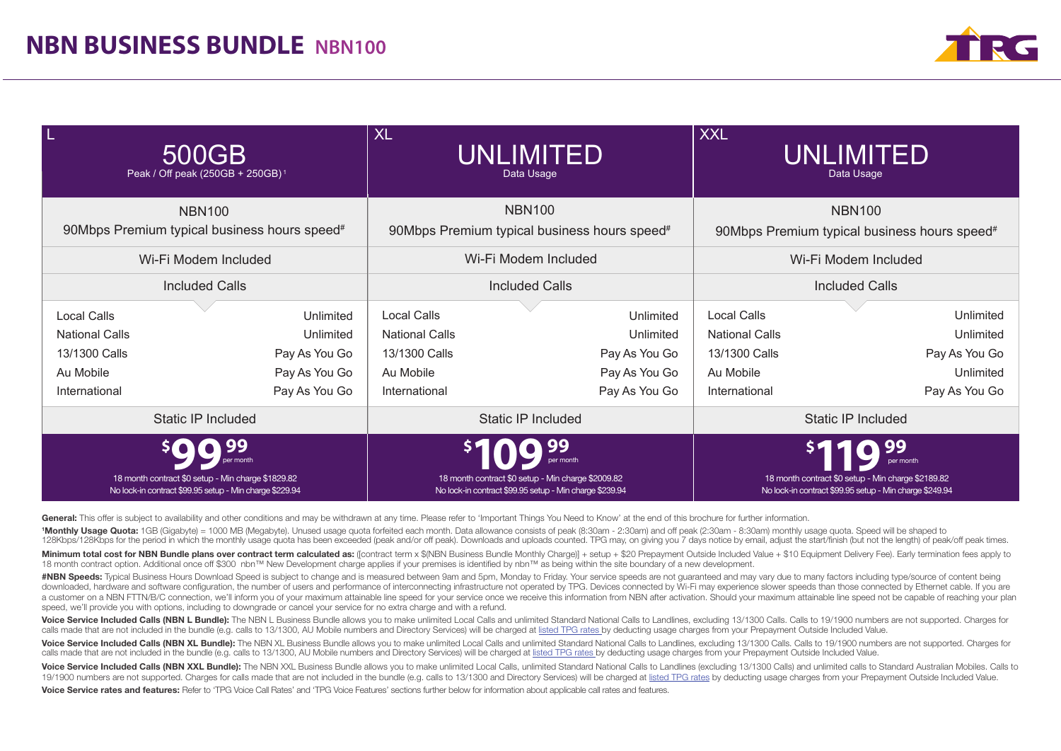# NBN BUSINESS BUNDLE NBN100

| L | XL | XXL |
|---|---|---|
| 500GB<br>Peak / Off peak (250GB + 250GB)[1] | UNLIMITED<br>Data Usage | UNLIMITED<br>Data Usage |
| NBN100<br>90Mbps Premium typical business hours speed# | NBN100<br>90Mbps Premium typical business hours speed# | NBN100<br>90Mbps Premium typical business hours speed# |
| Wi-Fi Modem Included | Wi-Fi Modem Included | Wi-Fi Modem Included |
| Included Calls | Included Calls | Included Calls |
| Local Calls: Unlimited | Local Calls: Unlimited | Local Calls: Unlimited |
| National Calls: Unlimited | National Calls: Unlimited | National Calls: Unlimited |
| 13/1300 Calls: Pay As You Go | 13/1300 Calls: Pay As You Go | 13/1300 Calls: Pay As You Go |
| Au Mobile: Pay As You Go | Au Mobile: Pay As You Go | Au Mobile: Unlimited |
| International: Pay As You Go | International: Pay As You Go | International: Pay As You Go |
| Static IP Included | Static IP Included | Static IP Included |
| $99.99 per month | $109.99 per month | $119.99 per month |
| 18 month contract $0 setup - Min charge $1829.82<br>No lock-in contract $99.95 setup - Min charge $229.94 | 18 month contract $0 setup - Min charge $2009.82<br>No lock-in contract $99.95 setup - Min charge $239.94 | 18 month contract $0 setup - Min charge $2189.82<br>No lock-in contract $99.95 setup - Min charge $249.94 |

**General:** This offer is subject to availability and other conditions and may be withdrawn at any time. Please refer to 'Important Things You Need to Know' at the end of this brochure for further information.

[1]**Monthly Usage Quota:** 1GB (Gigabyte) = 1000 MB (Megabyte). Unused usage quota forfeited each month. Data allowance consists of peak (8:30am - 2:30am) and off peak (2:30am - 8:30am) monthly usage quota. Speed will be shaped to 128Kbps/128Kbps for the period in which the monthly usage quota has been exceeded (peak and/or off peak). Downloads and uploads counted. TPG may, on giving you 7 days notice by email, adjust the start/finish (but not the length) of peak/off peak times.

**Minimum total cost for NBN Bundle plans over contract term calculated as:** ([contract term x $(NBN Business Bundle Monthly Charge)] + setup + $20 Prepayment Outside Included Value + $10 Equipment Delivery Fee). Early termination fees apply to 18 month contract option. Additional once off $300 nbn™ New Development charge applies if your premises is identified by nbn™ as being within the site boundary of a new development.

**#NBN Speeds:** Typical Business Hours Download Speed is subject to change and is measured between 9am and 5pm, Monday to Friday. Your service speeds are not guaranteed and may vary due to many factors including type/source of content being downloaded, hardware and software configuration, the number of users and performance of interconnecting infrastructure not operated by TPG. Devices connected by Wi-Fi may experience slower speeds than those connected by Ethernet cable. If you are a customer on a NBN FTTN/B/C connection, we'll inform you of your maximum attainable line speed for your service once we receive this information from NBN after activation. Should your maximum attainable line speed not be capable of reaching your plan speed, we'll provide you with options, including to downgrade or cancel your service for no extra charge and with a refund.

**Voice Service Included Calls (NBN L Bundle):** The NBN L Business Bundle allows you to make unlimited Local Calls and unlimited Standard National Calls to Landlines, excluding 13/1300 Calls. Calls to 19/1900 numbers are not supported. Charges for calls made that are not included in the bundle (e.g. calls to 13/1300, AU Mobile numbers and Directory Services) will be charged at listed TPG rates by deducting usage charges from your Prepayment Outside Included Value.

**Voice Service Included Calls (NBN XL Bundle):** The NBN XL Business Bundle allows you to make unlimited Local Calls and unlimited Standard National Calls to Landlines, excluding 13/1300 Calls. Calls to 19/1900 numbers are not supported. Charges for calls made that are not included in the bundle (e.g. calls to 13/1300, AU Mobile numbers and Directory Services) will be charged at listed TPG rates by deducting usage charges from your Prepayment Outside Included Value.

**Voice Service Included Calls (NBN XXL Bundle):** The NBN XXL Business Bundle allows you to make unlimited Local Calls, unlimited Standard National Calls to Landlines (excluding 13/1300 Calls) and unlimited calls to Standard Australian Mobiles. Calls to 19/1900 numbers are not supported. Charges for calls made that are not included in the bundle (e.g. calls to 13/1300 and Directory Services) will be charged at listed TPG rates by deducting usage charges from your Prepayment Outside Included Value.

**Voice Service rates and features:** Refer to 'TPG Voice Call Rates' and 'TPG Voice Features' sections further below for information about applicable call rates and features.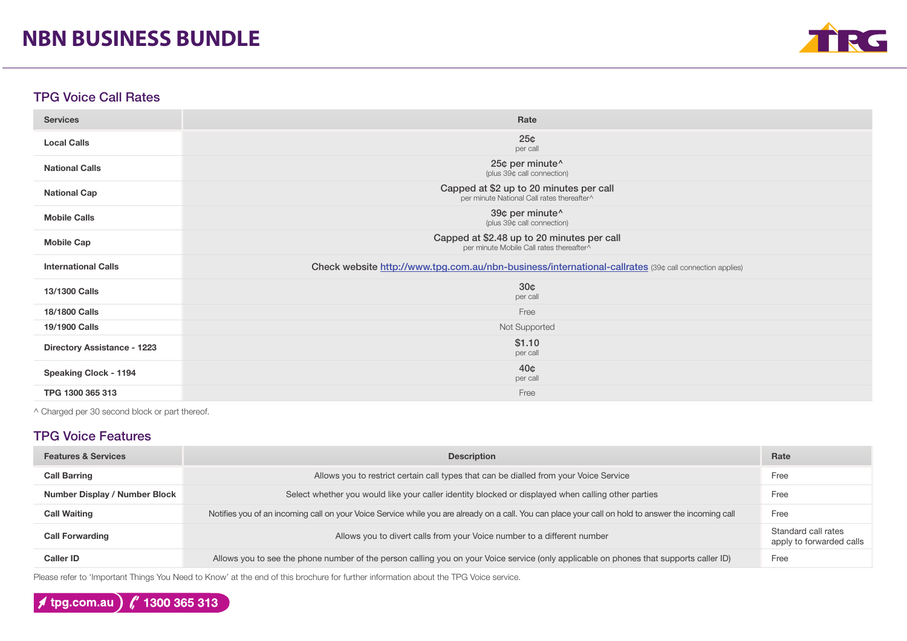# NBN BUSINESS BUNDLE

## TPG Voice Call Rates

| Services | Rate |
|---|---|
| Local Calls | 25¢ per call |
| National Calls | 25¢ per minute^ (plus 39¢ call connection) |
| National Cap | Capped at $2 up to 20 minutes per call per minute National Call rates thereafter^ |
| Mobile Calls | 39¢ per minute^ (plus 39¢ call connection) |
| Mobile Cap | Capped at $2.48 up to 20 minutes per call per minute Mobile Call rates thereafter^ |
| International Calls | Check website http://www.tpg.com.au/nbn-business/international-callrates (39¢ call connection applies) |
| 13/1300 Calls | 30¢ per call |
| 18/1800 Calls | Free |
| 19/1900 Calls | Not Supported |
| Directory Assistance - 1223 | $1.10 per call |
| Speaking Clock - 1194 | 40¢ per call |
| TPG 1300 365 313 | Free |

^ Charged per 30 second block or part thereof.

## TPG Voice Features

| Features & Services | Description | Rate |
|---|---|---|
| Call Barring | Allows you to restrict certain call types that can be dialled from your Voice Service | Free |
| Number Display / Number Block | Select whether you would like your caller identity blocked or displayed when calling other parties | Free |
| Call Waiting | Notifies you of an incoming call on your Voice Service while you are already on a call. You can place your call on hold to answer the incoming call | Free |
| Call Forwarding | Allows you to divert calls from your Voice number to a different number | Standard call rates apply to forwarded calls |
| Caller ID | Allows you to see the phone number of the person calling you on your Voice service (only applicable on phones that supports caller ID) | Free |

Please refer to 'Important Things You Need to Know' at the end of this brochure for further information about the TPG Voice service.

tpg.com.au | 1300 365 313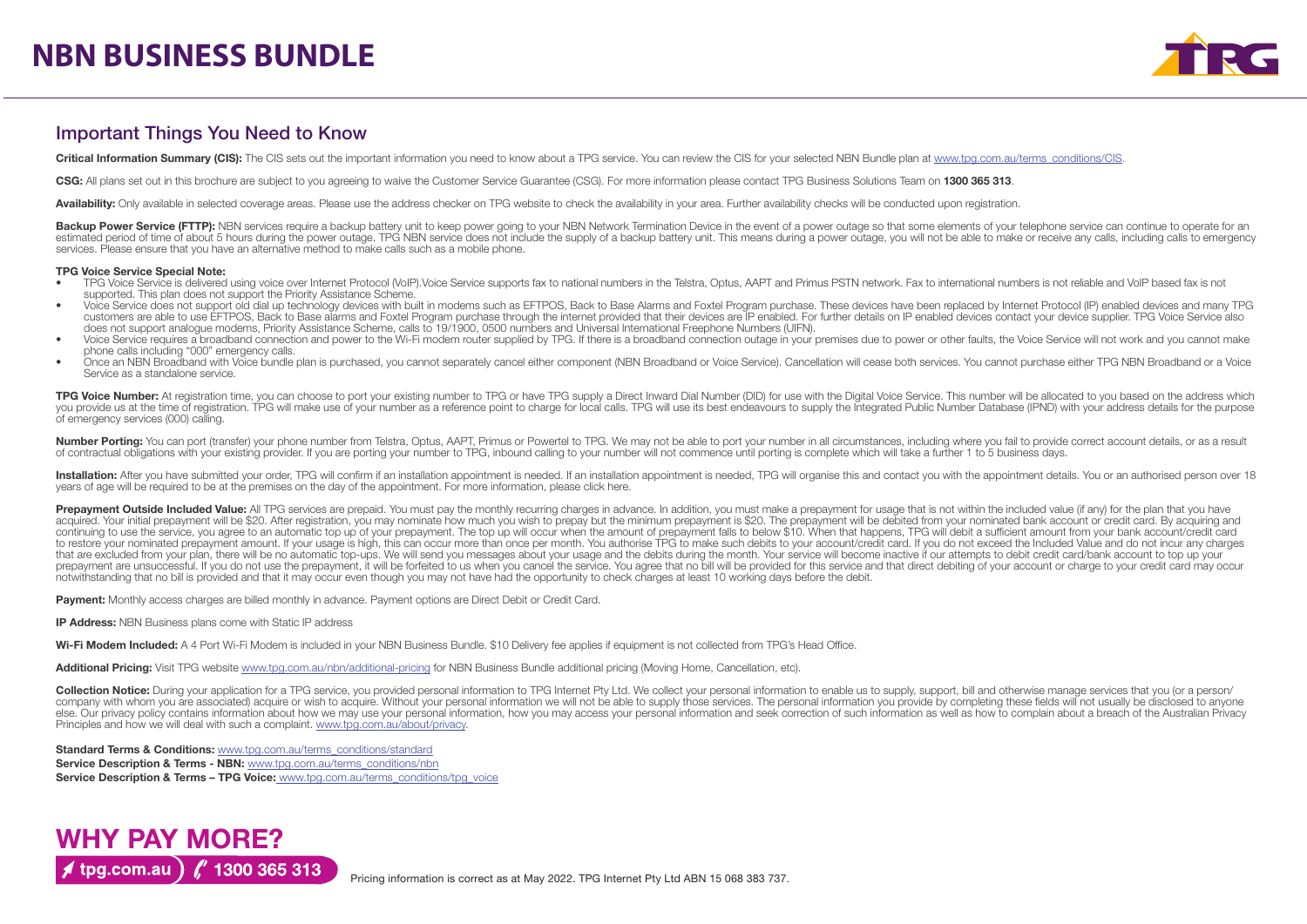# NBN BUSINESS BUNDLE

## Important Things You Need to Know

**Critical Information Summary (CIS):** The CIS sets out the important information you need to know about a TPG service. You can review the CIS for your selected NBN Bundle plan at www.tpg.com.au/terms_conditions/CIS.

**CSG:** All plans set out in this brochure are subject to you agreeing to waive the Customer Service Guarantee (CSG). For more information please contact TPG Business Solutions Team on **1300 365 313**.

**Availability:** Only available in selected coverage areas. Please use the address checker on TPG website to check the availability in your area. Further availability checks will be conducted upon registration.

**Backup Power Service (FTTP):** NBN services require a backup battery unit to keep power going to your NBN Network Termination Device in the event of a power outage so that some elements of your telephone service can continue to operate for an estimated period of time of about 5 hours during the power outage. TPG NBN service does not include the supply of a backup battery unit. This means during a power outage, you will not be able to make or receive any calls, including calls to emergency services. Please ensure that you have an alternative method to make calls such as a mobile phone.

**TPG Voice Service Special Note:**

- TPG Voice Service is delivered using voice over Internet Protocol (VoIP).Voice Service supports fax to national numbers in the Telstra, Optus, AAPT and Primus PSTN network. Fax to international numbers is not reliable and VoIP based fax is not supported. This plan does not support the Priority Assistance Scheme.
- Voice Service does not support old dial up technology devices with built in modems such as EFTPOS, Back to Base Alarms and Foxtel Program purchase. These devices have been replaced by Internet Protocol (IP) enabled devices and many TPG customers are able to use EFTPOS, Back to Base alarms and Foxtel Program purchase through the internet provided that their devices are IP enabled. For further details on IP enabled devices contact your device supplier. TPG Voice Service also does not support analogue modems, Priority Assistance Scheme, calls to 19/1900, 0500 numbers and Universal International Freephone Numbers (UIFN).
- Voice Service requires a broadband connection and power to the Wi-Fi modem router supplied by TPG. If there is a broadband connection outage in your premises due to power or other faults, the Voice Service will not work and you cannot make phone calls including "000" emergency calls.
- Once an NBN Broadband with Voice bundle plan is purchased, you cannot separately cancel either component (NBN Broadband or Voice Service). Cancellation will cease both services. You cannot purchase either TPG NBN Broadband or a Voice Service as a standalone service.

**TPG Voice Number:** At registration time, you can choose to port your existing number to TPG or have TPG supply a Direct Inward Dial Number (DID) for use with the Digital Voice Service. This number will be allocated to you based on the address which you provide us at the time of registration. TPG will make use of your number as a reference point to charge for local calls. TPG will use its best endeavours to supply the Integrated Public Number Database (IPND) with your address details for the purpose of emergency services (000) calling.

**Number Porting:** You can port (transfer) your phone number from Telstra, Optus, AAPT, Primus or Powertel to TPG. We may not be able to port your number in all circumstances, including where you fail to provide correct account details, or as a result of contractual obligations with your existing provider. If you are porting your number to TPG, inbound calling to your number will not commence until porting is complete which will take a further 1 to 5 business days.

**Installation:** After you have submitted your order, TPG will confirm if an installation appointment is needed. If an installation appointment is needed, TPG will organise this and contact you with the appointment details. You or an authorised person over 18 years of age will be required to be at the premises on the day of the appointment. For more information, please click here.

**Prepayment Outside Included Value:** All TPG services are prepaid. You must pay the monthly recurring charges in advance. In addition, you must make a prepayment for usage that is not within the included value (if any) for the plan that you have acquired. Your initial prepayment will be $20. After registration, you may nominate how much you wish to prepay but the minimum prepayment is $20. The prepayment will be debited from your nominated bank account or credit card. By acquiring and continuing to use the service, you agree to an automatic top up of your prepayment. The top up will occur when the amount of prepayment falls to below $10. When that happens, TPG will debit a sufficient amount from your bank account/credit card to restore your nominated prepayment amount. If your usage is high, this can occur more than once per month. You authorise TPG to make such debits to your account/credit card. If you do not exceed the Included Value and do not incur any charges that are excluded from your plan, there will be no automatic top-ups. We will send you messages about your usage and the debits during the month. Your service will become inactive if our attempts to debit credit card/bank account to top up your prepayment are unsuccessful. If you do not use the prepayment, it will be forfeited to us when you cancel the service. You agree that no bill will be provided for this service and that direct debiting of your account or charge to your credit card may occur notwithstanding that no bill is provided and that it may occur even though you may not have had the opportunity to check charges at least 10 working days before the debit.

**Payment:** Monthly access charges are billed monthly in advance. Payment options are Direct Debit or Credit Card.

**IP Address:** NBN Business plans come with Static IP address

**Wi-Fi Modem Included:** A 4 Port Wi-Fi Modem is included in your NBN Business Bundle. $10 Delivery fee applies if equipment is not collected from TPG's Head Office.

**Additional Pricing:** Visit TPG website www.tpg.com.au/nbn/additional-pricing for NBN Business Bundle additional pricing (Moving Home, Cancellation, etc).

**Collection Notice:** During your application for a TPG service, you provided personal information to TPG Internet Pty Ltd. We collect your personal information to enable us to supply, support, bill and otherwise manage services that you (or a person/company with whom you are associated) acquire or wish to acquire. Without your personal information we will not be able to supply those services. The personal information you provide by completing these fields will not usually be disclosed to anyone else. Our privacy policy contains information about how we may use your personal information, how you may access your personal information and seek correction of such information as well as how to complain about a breach of the Australian Privacy Principles and how we will deal with such a complaint. www.tpg.com.au/about/privacy.

**Standard Terms & Conditions:** www.tpg.com.au/terms_conditions/standard
**Service Description & Terms - NBN:** www.tpg.com.au/terms_conditions/nbn
**Service Description & Terms – TPG Voice:** www.tpg.com.au/terms_conditions/tpg_voice

**WHY PAY MORE?**

tpg.com.au 1300 365 313

Pricing information is correct as at May 2022. TPG Internet Pty Ltd ABN 15 068 383 737.